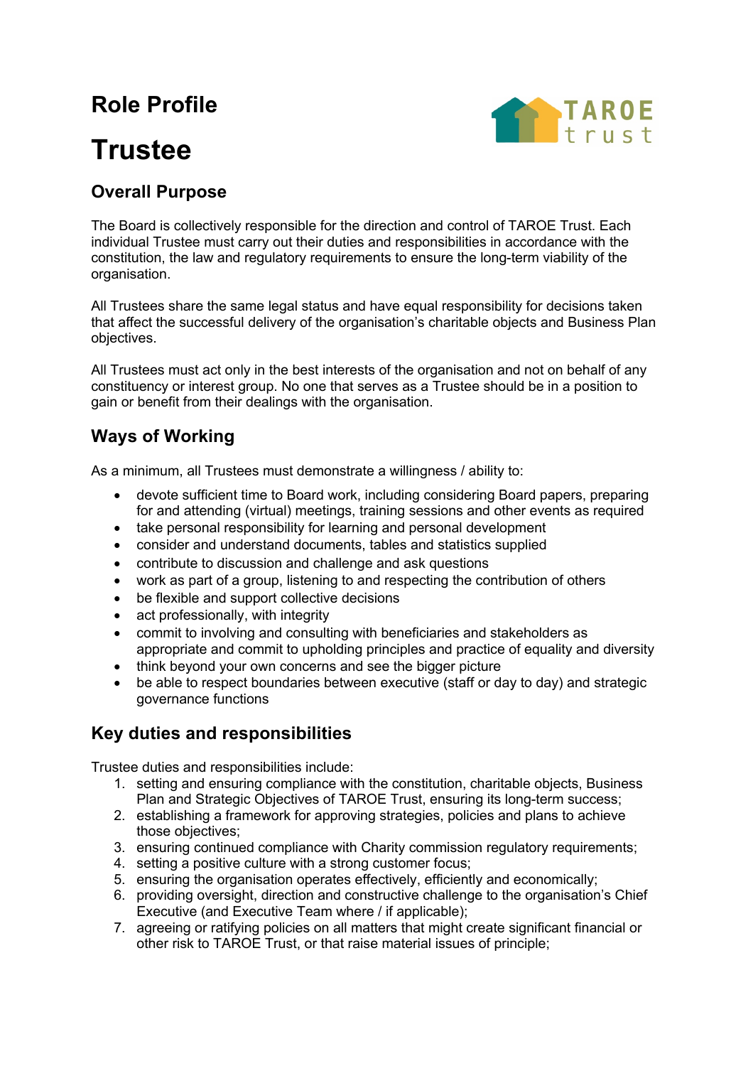# Role Profile

# Trustee

## Overall Purpose

The Board is collectively responsible for the direction and control of TAROE Trust. Each individual Trustee must carry out their duties and responsibilities in accordance with the constitution, the law and regulatory requirements to ensure the long-term viability of the organisation.

All Trustees share the same legal status and have equal responsibility for decisions taken that affect the successful delivery of the organisation's charitable objects and Business Plan objectives.

All Trustees must act only in the best interests of the organisation and not on behalf of any constituency or interest group. No one that serves as a Trustee should be in a position to gain or benefit from their dealings with the organisation.

## Ways of Working

As a minimum, all Trustees must demonstrate a willingness / ability to:

- devote sufficient time to Board work, including considering Board papers, preparing for and attending (virtual) meetings, training sessions and other events as required
- take personal responsibility for learning and personal development
- consider and understand documents, tables and statistics supplied
- contribute to discussion and challenge and ask questions
- work as part of a group, listening to and respecting the contribution of others
- be flexible and support collective decisions
- act professionally, with integrity
- commit to involving and consulting with beneficiaries and stakeholders as appropriate and commit to upholding principles and practice of equality and diversity
- think beyond your own concerns and see the bigger picture
- be able to respect boundaries between executive (staff or day to day) and strategic governance functions

## Key duties and responsibilities

Trustee duties and responsibilities include:

1. setting and ensuring compliance with the constitution, charitable objects, Business Plan and Strategic Objectives of TAROE Trust, ensuring its long-term success;
2. establishing a framework for approving strategies, policies and plans to achieve those objectives;
3. ensuring continued compliance with Charity commission regulatory requirements;
4. setting a positive culture with a strong customer focus;
5. ensuring the organisation operates effectively, efficiently and economically;
6. providing oversight, direction and constructive challenge to the organisation's Chief Executive (and Executive Team where / if applicable);
7. agreeing or ratifying policies on all matters that might create significant financial or other risk to TAROE Trust, or that raise material issues of principle;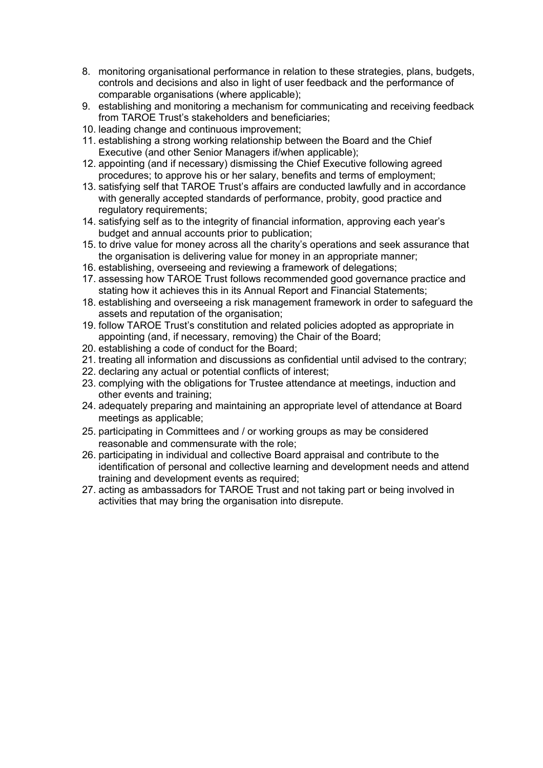8. monitoring organisational performance in relation to these strategies, plans, budgets, controls and decisions and also in light of user feedback and the performance of comparable organisations (where applicable);
9. establishing and monitoring a mechanism for communicating and receiving feedback from TAROE Trust's stakeholders and beneficiaries;
10. leading change and continuous improvement;
11. establishing a strong working relationship between the Board and the Chief Executive (and other Senior Managers if/when applicable);
12. appointing (and if necessary) dismissing the Chief Executive following agreed procedures; to approve his or her salary, benefits and terms of employment;
13. satisfying self that TAROE Trust's affairs are conducted lawfully and in accordance with generally accepted standards of performance, probity, good practice and regulatory requirements;
14. satisfying self as to the integrity of financial information, approving each year's budget and annual accounts prior to publication;
15. to drive value for money across all the charity's operations and seek assurance that the organisation is delivering value for money in an appropriate manner;
16. establishing, overseeing and reviewing a framework of delegations;
17. assessing how TAROE Trust follows recommended good governance practice and stating how it achieves this in its Annual Report and Financial Statements;
18. establishing and overseeing a risk management framework in order to safeguard the assets and reputation of the organisation;
19. follow TAROE Trust's constitution and related policies adopted as appropriate in appointing (and, if necessary, removing) the Chair of the Board;
20. establishing a code of conduct for the Board;
21. treating all information and discussions as confidential until advised to the contrary;
22. declaring any actual or potential conflicts of interest;
23. complying with the obligations for Trustee attendance at meetings, induction and other events and training;
24. adequately preparing and maintaining an appropriate level of attendance at Board meetings as applicable;
25. participating in Committees and / or working groups as may be considered reasonable and commensurate with the role;
26. participating in individual and collective Board appraisal and contribute to the identification of personal and collective learning and development needs and attend training and development events as required;
27. acting as ambassadors for TAROE Trust and not taking part or being involved in activities that may bring the organisation into disrepute.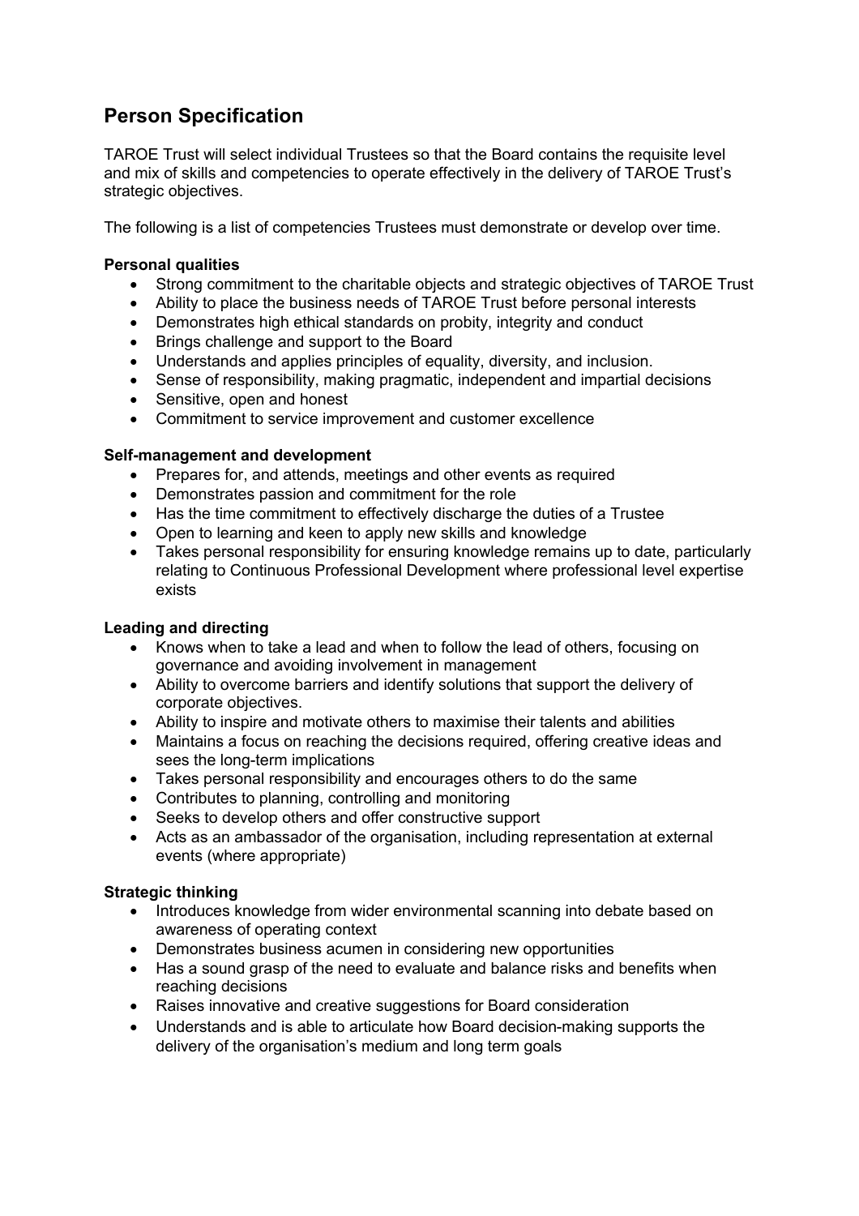## Person Specification

TAROE Trust will select individual Trustees so that the Board contains the requisite level and mix of skills and competencies to operate effectively in the delivery of TAROE Trust's strategic objectives.

The following is a list of competencies Trustees must demonstrate or develop over time.

**Personal qualities**

- Strong commitment to the charitable objects and strategic objectives of TAROE Trust
- Ability to place the business needs of TAROE Trust before personal interests
- Demonstrates high ethical standards on probity, integrity and conduct
- Brings challenge and support to the Board
- Understands and applies principles of equality, diversity, and inclusion.
- Sense of responsibility, making pragmatic, independent and impartial decisions
- Sensitive, open and honest
- Commitment to service improvement and customer excellence

**Self-management and development**

- Prepares for, and attends, meetings and other events as required
- Demonstrates passion and commitment for the role
- Has the time commitment to effectively discharge the duties of a Trustee
- Open to learning and keen to apply new skills and knowledge
- Takes personal responsibility for ensuring knowledge remains up to date, particularly relating to Continuous Professional Development where professional level expertise exists

**Leading and directing**

- Knows when to take a lead and when to follow the lead of others, focusing on governance and avoiding involvement in management
- Ability to overcome barriers and identify solutions that support the delivery of corporate objectives.
- Ability to inspire and motivate others to maximise their talents and abilities
- Maintains a focus on reaching the decisions required, offering creative ideas and sees the long-term implications
- Takes personal responsibility and encourages others to do the same
- Contributes to planning, controlling and monitoring
- Seeks to develop others and offer constructive support
- Acts as an ambassador of the organisation, including representation at external events (where appropriate)

**Strategic thinking**

- Introduces knowledge from wider environmental scanning into debate based on awareness of operating context
- Demonstrates business acumen in considering new opportunities
- Has a sound grasp of the need to evaluate and balance risks and benefits when reaching decisions
- Raises innovative and creative suggestions for Board consideration
- Understands and is able to articulate how Board decision-making supports the delivery of the organisation's medium and long term goals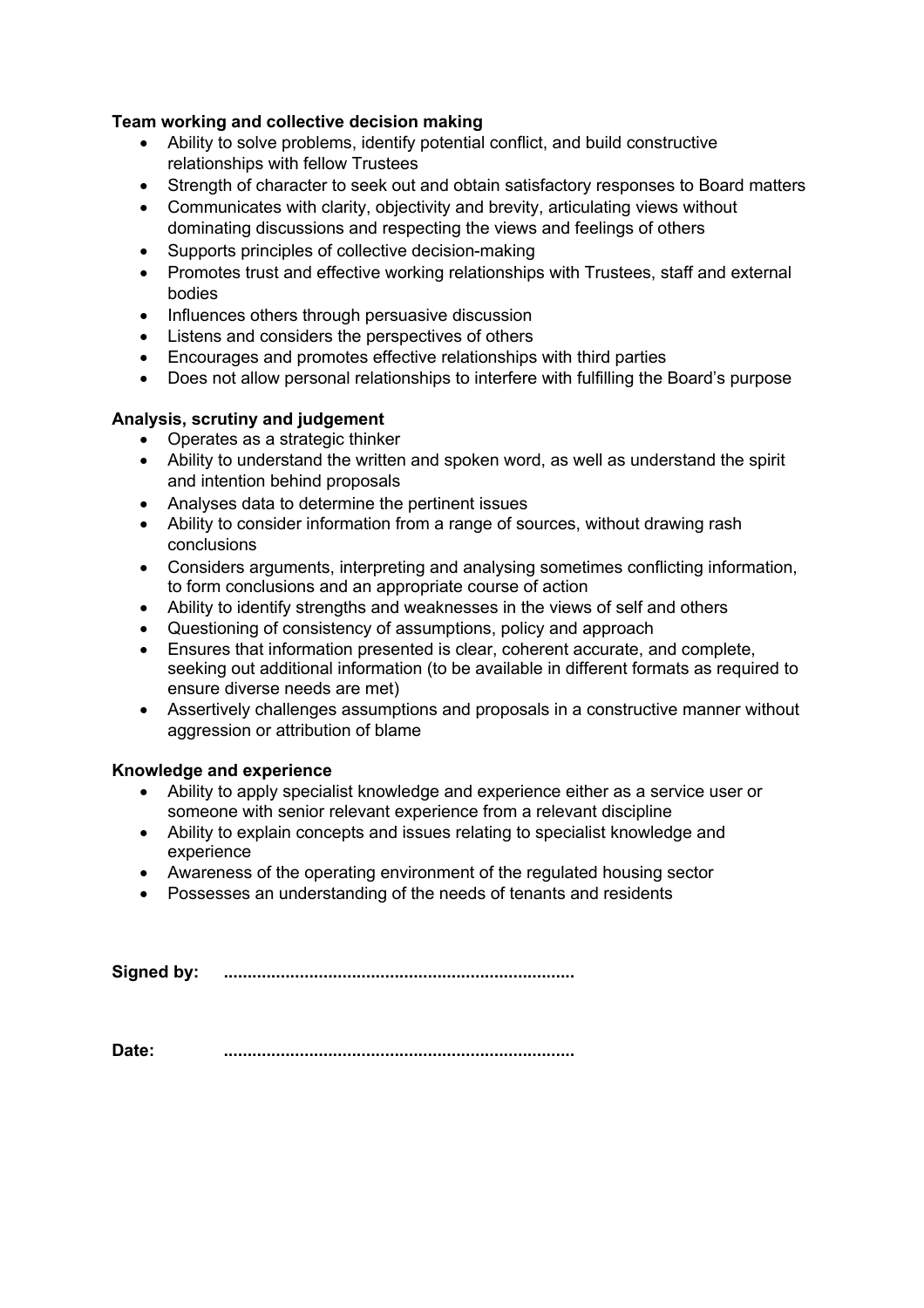**Team working and collective decision making**

- Ability to solve problems, identify potential conflict, and build constructive relationships with fellow Trustees
- Strength of character to seek out and obtain satisfactory responses to Board matters
- Communicates with clarity, objectivity and brevity, articulating views without dominating discussions and respecting the views and feelings of others
- Supports principles of collective decision-making
- Promotes trust and effective working relationships with Trustees, staff and external bodies
- Influences others through persuasive discussion
- Listens and considers the perspectives of others
- Encourages and promotes effective relationships with third parties
- Does not allow personal relationships to interfere with fulfilling the Board's purpose

**Analysis, scrutiny and judgement**

- Operates as a strategic thinker
- Ability to understand the written and spoken word, as well as understand the spirit and intention behind proposals
- Analyses data to determine the pertinent issues
- Ability to consider information from a range of sources, without drawing rash conclusions
- Considers arguments, interpreting and analysing sometimes conflicting information, to form conclusions and an appropriate course of action
- Ability to identify strengths and weaknesses in the views of self and others
- Questioning of consistency of assumptions, policy and approach
- Ensures that information presented is clear, coherent accurate, and complete, seeking out additional information (to be available in different formats as required to ensure diverse needs are met)
- Assertively challenges assumptions and proposals in a constructive manner without aggression or attribution of blame

**Knowledge and experience**

- Ability to apply specialist knowledge and experience either as a service user or someone with senior relevant experience from a relevant discipline
- Ability to explain concepts and issues relating to specialist knowledge and experience
- Awareness of the operating environment of the regulated housing sector
- Possesses an understanding of the needs of tenants and residents

**Signed by:** .........................................................................

**Date:** .........................................................................